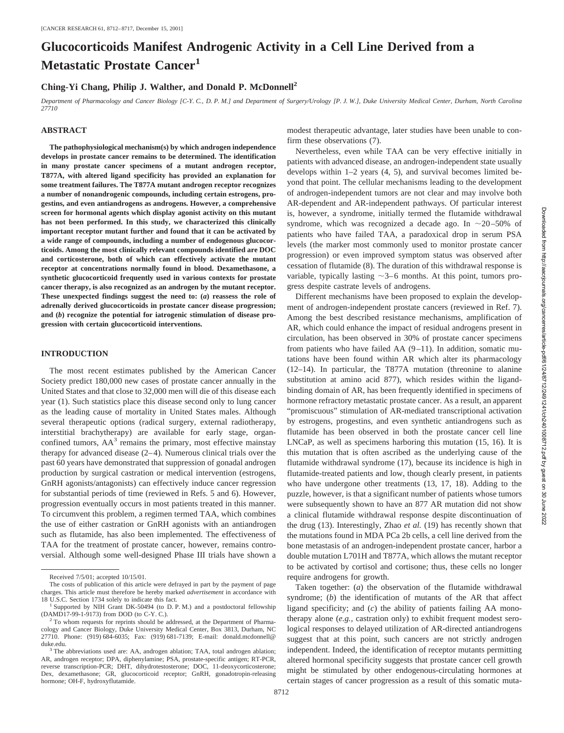# Glucocorticoids Manifest Androgenic Activity in a Cell Line Derived from a Metastatic Prostate Cancer[1]

**Ching-Yi Chang, Philip J. Walther, and Donald P. McDonnell[2]**

*Department of Pharmacology and Cancer Biology [C-Y. C., D. P. M.] and Department of Surgery/Urology [P. J. W.], Duke University Medical Center, Durham, North Carolina 27710*

## ABSTRACT

**The pathophysiological mechanism(s) by which androgen independence develops in prostate cancer remains to be determined. The identification in many prostate cancer specimens of a mutant androgen receptor, T877A, with altered ligand specificity has provided an explanation for some treatment failures. The T877A mutant androgen receptor recognizes a number of nonandrogenic compounds, including certain estrogens, progestins, and even antiandrogens as androgens. However, a comprehensive screen for hormonal agents which display agonist activity on this mutant has not been performed. In this study, we characterized this clinically important receptor mutant further and found that it can be activated by a wide range of compounds, including a number of endogenous glucocorticoids. Among the most clinically relevant compounds identified are DOC and corticosterone, both of which can effectively activate the mutant receptor at concentrations normally found in blood. Dexamethasone, a synthetic glucocorticoid frequently used in various contexts for prostate cancer therapy, is also recognized as an androgen by the mutant receptor. These unexpected findings suggest the need to: (*a*) reassess the role of adrenally derived glucocorticoids in prostate cancer disease progression; and (*b*) recognize the potential for iatrogenic stimulation of disease progression with certain glucocorticoid interventions.**

## INTRODUCTION

The most recent estimates published by the American Cancer Society predict 180,000 new cases of prostate cancer annually in the United States and that close to 32,000 men will die of this disease each year (1). Such statistics place this disease second only to lung cancer as the leading cause of mortality in United States males. Although several therapeutic options (radical surgery, external radiotherapy, interstitial brachytherapy) are available for early stage, organ-confined tumors, AA[3] remains the primary, most effective mainstay therapy for advanced disease (2–4). Numerous clinical trials over the past 60 years have demonstrated that suppression of gonadal androgen production by surgical castration or medical intervention (estrogens, GnRH agonists/antagonists) can effectively induce cancer regression for substantial periods of time (reviewed in Refs. 5 and 6). However, progression eventually occurs in most patients treated in this manner. To circumvent this problem, a regimen termed TAA, which combines the use of either castration or GnRH agonists with an antiandrogen such as flutamide, has also been implemented. The effectiveness of TAA for the treatment of prostate cancer, however, remains controversial. Although some well-designed Phase III trials have shown a modest therapeutic advantage, later studies have been unable to confirm these observations (7).

Nevertheless, even while TAA can be very effective initially in patients with advanced disease, an androgen-independent state usually develops within 1–2 years (4, 5), and survival becomes limited beyond that point. The cellular mechanisms leading to the development of androgen-independent tumors are not clear and may involve both AR-dependent and AR-independent pathways. Of particular interest is, however, a syndrome, initially termed the flutamide withdrawal syndrome, which was recognized a decade ago. In ~20–50% of patients who have failed TAA, a paradoxical drop in serum PSA levels (the marker most commonly used to monitor prostate cancer progression) or even improved symptom status was observed after cessation of flutamide (8). The duration of this withdrawal response is variable, typically lasting ~3–6 months. At this point, tumors progress despite castrate levels of androgens.

Different mechanisms have been proposed to explain the development of androgen-independent prostate cancers (reviewed in Ref. 7). Among the best described resistance mechanisms, amplification of AR, which could enhance the impact of residual androgens present in circulation, has been observed in 30% of prostate cancer specimens from patients who have failed AA (9–11). In addition, somatic mutations have been found within AR which alter its pharmacology (12–14). In particular, the T877A mutation (threonine to alanine substitution at amino acid 877), which resides within the ligand-binding domain of AR, has been frequently identified in specimens of hormone refractory metastatic prostate cancer. As a result, an apparent "promiscuous" stimulation of AR-mediated transcriptional activation by estrogens, progestins, and even synthetic antiandrogens such as flutamide has been observed in both the prostate cancer cell line LNCaP, as well as specimens harboring this mutation (15, 16). It is this mutation that is often ascribed as the underlying cause of the flutamide withdrawal syndrome (17), because its incidence is high in flutamide-treated patients and low, though clearly present, in patients who have undergone other treatments (13, 17, 18). Adding to the puzzle, however, is that a significant number of patients whose tumors were subsequently shown to have an 877 AR mutation did not show a clinical flutamide withdrawal response despite discontinuation of the drug (13). Interestingly, Zhao *et al.* (19) has recently shown that the mutations found in MDA PCa 2b cells, a cell line derived from the bone metastasis of an androgen-independent prostate cancer, harbor a double mutation L701H and T877A, which allows the mutant receptor to be activated by cortisol and cortisone; thus, these cells no longer require androgens for growth.

Taken together: (*a*) the observation of the flutamide withdrawal syndrome; (*b*) the identification of mutants of the AR that affect ligand specificity; and (*c*) the ability of patients failing AA monotherapy alone (*e.g.*, castration only) to exhibit frequent modest serological responses to delayed utilization of AR-directed antiandrogens suggest that at this point, such cancers are not strictly androgen independent. Indeed, the identification of receptor mutants permitting altered hormonal specificity suggests that prostate cancer cell growth might be stimulated by other endogenous-circulating hormones at certain stages of cancer progression as a result of this somatic muta-

---

Received 7/5/01; accepted 10/15/01.

The costs of publication of this article were defrayed in part by the payment of page charges. This article must therefore be hereby marked *advertisement* in accordance with 18 U.S.C. Section 1734 solely to indicate this fact.

[1] Supported by NIH Grant DK-50494 (to D. P. M.) and a postdoctoral fellowship (DAMD17-99-1-9173) from DOD (to C-Y. C.).

[2] To whom requests for reprints should be addressed, at the Department of Pharmacology and Cancer Biology, Duke University Medical Center, Box 3813, Durham, NC 27710. Phone: (919) 684-6035; Fax: (919) 681-7139; E-mail: donald.mcdonnell@duke.edu.

[3] The abbreviations used are: AA, androgen ablation; TAA, total androgen ablation; AR, androgen receptor; DPA, diphenylamine; PSA, prostate-specific antigen; RT-PCR, reverse transcription-PCR; DHT, dihydrotestosterone; DOC, 11-deoxycorticosterone; Dex, dexamethasone; GR, glucocorticoid receptor; GnRH, gonadotropin-releasing hormone; OH-F, hydroxyflutamide.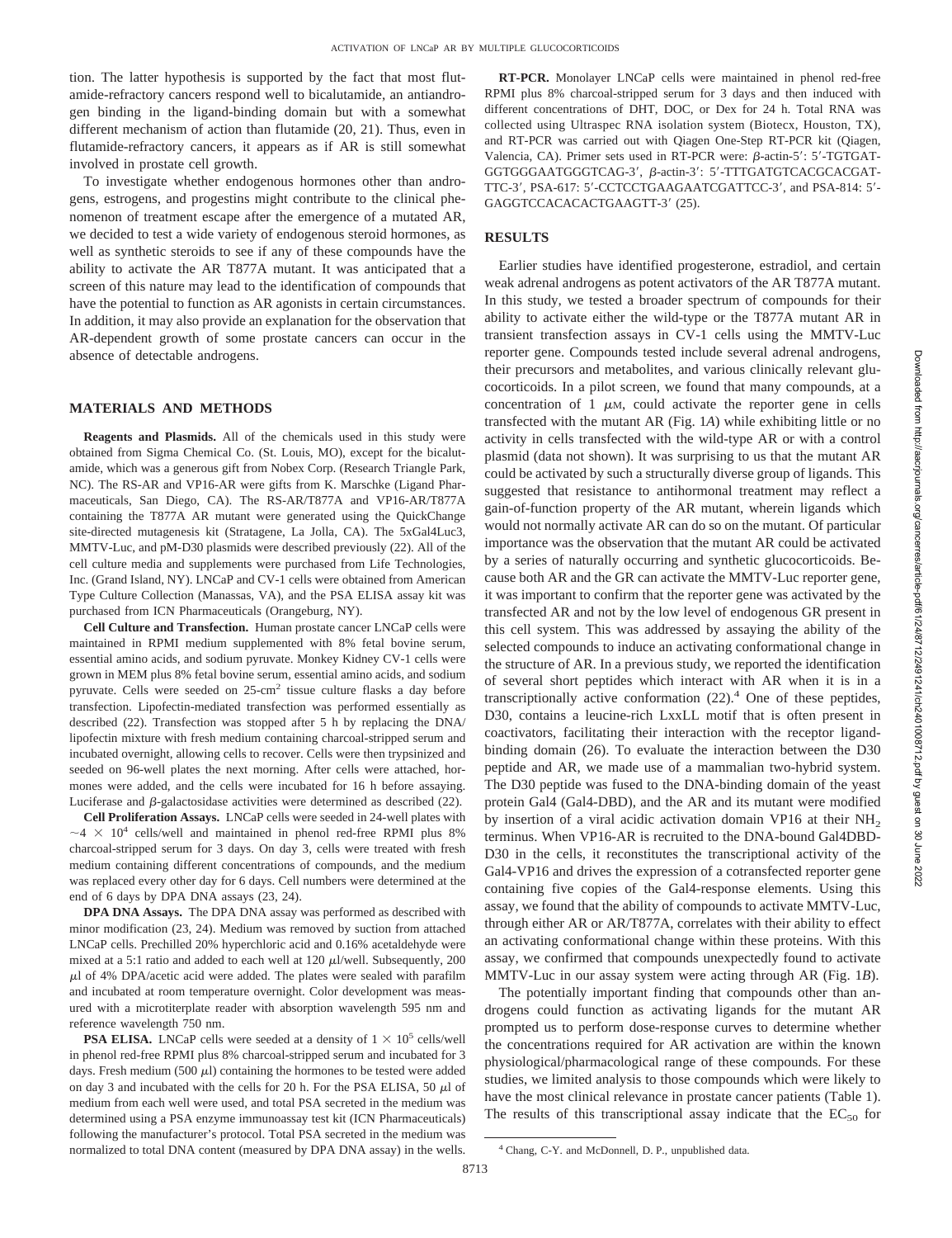tion. The latter hypothesis is supported by the fact that most flutamide-refractory cancers respond well to bicalutamide, an antiandrogen binding in the ligand-binding domain but with a somewhat different mechanism of action than flutamide (20, 21). Thus, even in flutamide-refractory cancers, it appears as if AR is still somewhat involved in prostate cell growth.

To investigate whether endogenous hormones other than androgens, estrogens, and progestins might contribute to the clinical phenomenon of treatment escape after the emergence of a mutated AR, we decided to test a wide variety of endogenous steroid hormones, as well as synthetic steroids to see if any of these compounds have the ability to activate the AR T877A mutant. It was anticipated that a screen of this nature may lead to the identification of compounds that have the potential to function as AR agonists in certain circumstances. In addition, it may also provide an explanation for the observation that AR-dependent growth of some prostate cancers can occur in the absence of detectable androgens.

## MATERIALS AND METHODS

**Reagents and Plasmids.** All of the chemicals used in this study were obtained from Sigma Chemical Co. (St. Louis, MO), except for the bicalutamide, which was a generous gift from Nobex Corp. (Research Triangle Park, NC). The RS-AR and VP16-AR were gifts from K. Marschke (Ligand Pharmaceuticals, San Diego, CA). The RS-AR/T877A and VP16-AR/T877A containing the T877A AR mutant were generated using the QuickChange site-directed mutagenesis kit (Stratagene, La Jolla, CA). The 5xGal4Luc3, MMTV-Luc, and pM-D30 plasmids were described previously (22). All of the cell culture media and supplements were purchased from Life Technologies, Inc. (Grand Island, NY). LNCaP and CV-1 cells were obtained from American Type Culture Collection (Manassas, VA), and the PSA ELISA assay kit was purchased from ICN Pharmaceuticals (Orangeburg, NY).

**Cell Culture and Transfection.** Human prostate cancer LNCaP cells were maintained in RPMI medium supplemented with 8% fetal bovine serum, essential amino acids, and sodium pyruvate. Monkey Kidney CV-1 cells were grown in MEM plus 8% fetal bovine serum, essential amino acids, and sodium pyruvate. Cells were seeded on 25-$cm^2$ tissue culture flasks a day before transfection. Lipofectin-mediated transfection was performed essentially as described (22). Transfection was stopped after 5 h by replacing the DNA/lipofectin mixture with fresh medium containing charcoal-stripped serum and incubated overnight, allowing cells to recover. Cells were then trypsinized and seeded on 96-well plates the next morning. After cells were attached, hormones were added, and the cells were incubated for 16 h before assaying. Luciferase and β-galactosidase activities were determined as described (22).

**Cell Proliferation Assays.** LNCaP cells were seeded in 24-well plates with $\sim 4 \times 10^4$ cells/well and maintained in phenol red-free RPMI plus 8% charcoal-stripped serum for 3 days. On day 3, cells were treated with fresh medium containing different concentrations of compounds, and the medium was replaced every other day for 6 days. Cell numbers were determined at the end of 6 days by DPA DNA assays (23, 24).

**DPA DNA Assays.** The DPA DNA assay was performed as described with minor modification (23, 24). Medium was removed by suction from attached LNCaP cells. Prechilled 20% hyperchloric acid and 0.16% acetaldehyde were mixed at a 5:1 ratio and added to each well at 120 μl/well. Subsequently, 200 μl of 4% DPA/acetic acid were added. The plates were sealed with parafilm and incubated at room temperature overnight. Color development was measured with a microtiterplate reader with absorption wavelength 595 nm and reference wavelength 750 nm.

**PSA ELISA.** LNCaP cells were seeded at a density of $1 \times 10^5$ cells/well in phenol red-free RPMI plus 8% charcoal-stripped serum and incubated for 3 days. Fresh medium (500 μl) containing the hormones to be tested were added on day 3 and incubated with the cells for 20 h. For the PSA ELISA, 50 μl of medium from each well were used, and total PSA secreted in the medium was determined using a PSA enzyme immunoassay test kit (ICN Pharmaceuticals) following the manufacturer's protocol. Total PSA secreted in the medium was normalized to total DNA content (measured by DPA DNA assay) in the wells.

**RT-PCR.** Monolayer LNCaP cells were maintained in phenol red-free RPMI plus 8% charcoal-stripped serum for 3 days and then induced with different concentrations of DHT, DOC, or Dex for 24 h. Total RNA was collected using Ultraspec RNA isolation system (Biotecx, Houston, TX), and RT-PCR was carried out with Qiagen One-Step RT-PCR kit (Qiagen, Valencia, CA). Primer sets used in RT-PCR were: β-actin-5′: 5′-TGTGATGGTGGGAATGGGTCAG-3′, β-actin-3′: 5′-TTTGATGTCACGCACGATTTC-3′, PSA-617: 5′-CCTCCTGAAGAATCGATTCC-3′, and PSA-814: 5′-GAGGTCCACACACTGAAGTT-3′ (25).

## RESULTS

Earlier studies have identified progesterone, estradiol, and certain weak adrenal androgens as potent activators of the AR T877A mutant. In this study, we tested a broader spectrum of compounds for their ability to activate either the wild-type or the T877A mutant AR in transient transfection assays in CV-1 cells using the MMTV-Luc reporter gene. Compounds tested include several adrenal androgens, their precursors and metabolites, and various clinically relevant glucocorticoids. In a pilot screen, we found that many compounds, at a concentration of 1 μM, could activate the reporter gene in cells transfected with the mutant AR (Fig. 1*A*) while exhibiting little or no activity in cells transfected with the wild-type AR or with a control plasmid (data not shown). It was surprising to us that the mutant AR could be activated by such a structurally diverse group of ligands. This suggested that resistance to antihormonal treatment may reflect a gain-of-function property of the AR mutant, wherein ligands which would not normally activate AR can do so on the mutant. Of particular importance was the observation that the mutant AR could be activated by a series of naturally occurring and synthetic glucocorticoids. Because both AR and the GR can activate the MMTV-Luc reporter gene, it was important to confirm that the reporter gene was activated by the transfected AR and not by the low level of endogenous GR present in this cell system. This was addressed by assaying the ability of the selected compounds to induce an activating conformational change in the structure of AR. In a previous study, we reported the identification of several short peptides which interact with AR when it is in a transcriptionally active conformation (22).[4] One of these peptides, D30, contains a leucine-rich LxxLL motif that is often present in coactivators, facilitating their interaction with the receptor ligand-binding domain (26). To evaluate the interaction between the D30 peptide and AR, we made use of a mammalian two-hybrid system. The D30 peptide was fused to the DNA-binding domain of the yeast protein Gal4 (Gal4-DBD), and the AR and its mutant were modified by insertion of a viral acidic activation domain VP16 at their $NH_2$ terminus. When VP16-AR is recruited to the DNA-bound Gal4DBD-D30 in the cells, it reconstitutes the transcriptional activity of the Gal4-VP16 and drives the expression of a cotransfected reporter gene containing five copies of the Gal4-response elements. Using this assay, we found that the ability of compounds to activate MMTV-Luc, through either AR or AR/T877A, correlates with their ability to effect an activating conformational change within these proteins. With this assay, we confirmed that compounds unexpectedly found to activate MMTV-Luc in our assay system were acting through AR (Fig. 1*B*).

The potentially important finding that compounds other than androgens could function as activating ligands for the mutant AR prompted us to perform dose-response curves to determine whether the concentrations required for AR activation are within the known physiological/pharmacological range of these compounds. For these studies, we limited analysis to those compounds which were likely to have the most clinical relevance in prostate cancer patients (Table 1). The results of this transcriptional assay indicate that the $EC_{50}$ for

[4] Chang, C-Y. and McDonnell, D. P., unpublished data.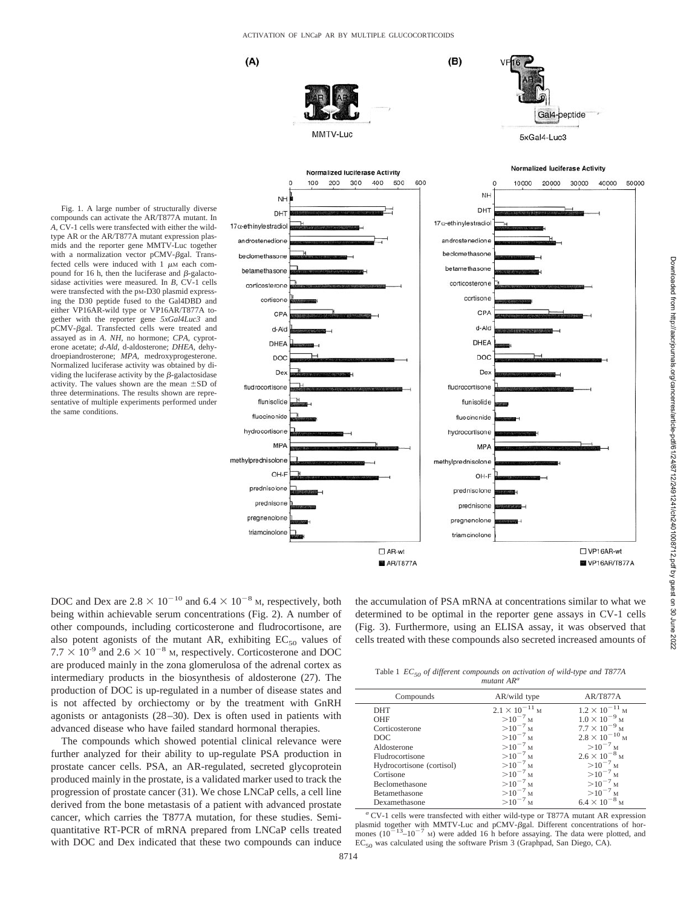Fig. 1. A large number of structurally diverse compounds can activate the AR/T877A mutant. In *A*, CV-1 cells were transfected with either the wild-type AR or the AR/T877A mutant expression plasmids and the reporter gene MMTV-Luc together with a normalization vector pCMV-βgal. Transfected cells were induced with 1 μM each compound for 16 h, then the luciferase and β-galactosidase activities were measured. In *B*, CV-1 cells were transfected with the pM-D30 plasmid expressing the D30 peptide fused to the Gal4DBD and either VP16AR-wild type or VP16AR/T877A together with the reporter gene *5xGal4Luc3* and pCMV-βgal. Transfected cells were treated and assayed as in *A*. *NH*, no hormone; *CPA*, cyproterone acetate; *d-Ald*, d-aldosterone; *DHEA*, dehydroepiandrosterone; *MPA*, medroxyprogesterone. Normalized luciferase activity was obtained by dividing the luciferase activity by the β-galactosidase activity. The values shown are the mean ±SD of three determinations. The results shown are representative of multiple experiments performed under the same conditions.

DOC and Dex are $2.8 \times 10^{-10}$ and $6.4 \times 10^{-8}$ M, respectively, both being within achievable serum concentrations (Fig. 2). A number of other compounds, including corticosterone and fludrocortisone, are also potent agonists of the mutant AR, exhibiting $EC_{50}$ values of $7.7 \times 10^{-9}$ and $2.6 \times 10^{-8}$ M, respectively. Corticosterone and DOC are produced mainly in the zona glomerulosa of the adrenal cortex as intermediary products in the biosynthesis of aldosterone (27). The production of DOC is up-regulated in a number of disease states and is not affected by orchiectomy or by the treatment with GnRH agonists or antagonists (28–30). Dex is often used in patients with advanced disease who have failed standard hormonal therapies.

The compounds which showed potential clinical relevance were further analyzed for their ability to up-regulate PSA production in prostate cancer cells. PSA, an AR-regulated, secreted glycoprotein produced mainly in the prostate, is a validated marker used to track the progression of prostate cancer (31). We chose LNCaP cells, a cell line derived from the bone metastasis of a patient with advanced prostate cancer, which carries the T877A mutation, for these studies. Semi-quantitative RT-PCR of mRNA prepared from LNCaP cells treated with DOC and Dex indicated that these two compounds can induce the accumulation of PSA mRNA at concentrations similar to what we determined to be optimal in the reporter gene assays in CV-1 cells (Fig. 3). Furthermore, using an ELISA assay, it was observed that cells treated with these compounds also secreted increased amounts of

Table 1 $EC_{50}$ *of different compounds on activation of wild-type and T877A mutant AR*[a]

| Compounds | AR/wild type | AR/T877A |
|---|---|---|
| DHT | $2.1 \times 10^{-11}$ M | $1.2 \times 10^{-11}$ M |
| OHF | $>10^{-7}$ M | $1.0 \times 10^{-9}$ M |
| Corticosterone | $>10^{-7}$ M | $7.7 \times 10^{-9}$ M |
| DOC | $>10^{-7}$ M | $2.8 \times 10^{-10}$ M |
| Aldosterone | $>10^{-7}$ M | $>10^{-7}$ M |
| Fludrocortisone | $>10^{-7}$ M | $2.6 \times 10^{-8}$ M |
| Hydrocortisone (cortisol) | $>10^{-7}$ M | $>10^{-7}$ M |
| Cortisone | $>10^{-7}$ M | $>10^{-7}$ M |
| Beclomethasone | $>10^{-7}$ M | $>10^{-7}$ M |
| Betamethasone | $>10^{-7}$ M | $>10^{-7}$ M |
| Dexamethasone | $>10^{-7}$ M | $6.4 \times 10^{-8}$ M |

[a] CV-1 cells were transfected with either wild-type or T877A mutant AR expression plasmid together with MMTV-Luc and pCMV-βgal. Different concentrations of hormones ($10^{-13}$–$10^{-7}$ M) were added 16 h before assaying. The data were plotted, and $EC_{50}$ was calculated using the software Prism 3 (Graphpad, San Diego, CA).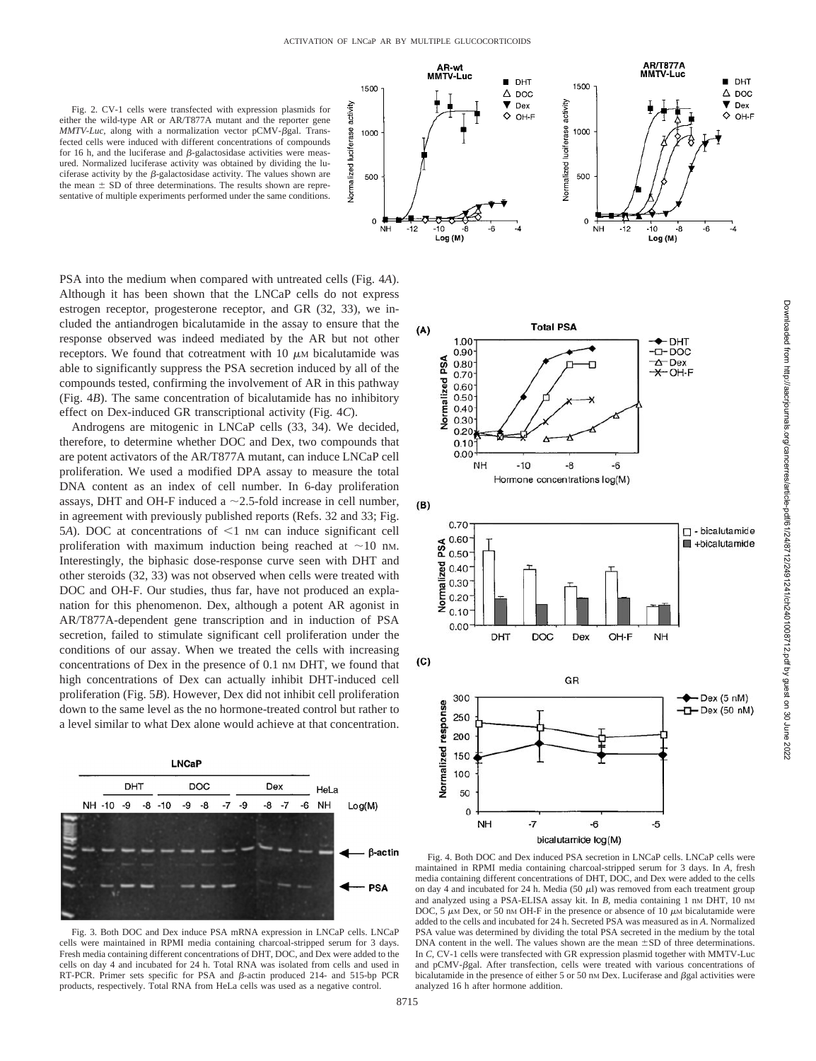Fig. 2. CV-1 cells were transfected with expression plasmids for either the wild-type AR or AR/T877A mutant and the reporter gene *MMTV-Luc*, along with a normalization vector pCMV-βgal. Transfected cells were induced with different concentrations of compounds for 16 h, and the luciferase and β-galactosidase activities were measured. Normalized luciferase activity was obtained by dividing the luciferase activity by the β-galactosidase activity. The values shown are the mean ± SD of three determinations. The results shown are representative of multiple experiments performed under the same conditions.

PSA into the medium when compared with untreated cells (Fig. 4*A*). Although it has been shown that the LNCaP cells do not express estrogen receptor, progesterone receptor, and GR (32, 33), we included the antiandrogen bicalutamide in the assay to ensure that the response observed was indeed mediated by the AR but not other receptors. We found that cotreatment with 10 μM bicalutamide was able to significantly suppress the PSA secretion induced by all of the compounds tested, confirming the involvement of AR in this pathway (Fig. 4*B*). The same concentration of bicalutamide has no inhibitory effect on Dex-induced GR transcriptional activity (Fig. 4*C*).

Androgens are mitogenic in LNCaP cells (33, 34). We decided, therefore, to determine whether DOC and Dex, two compounds that are potent activators of the AR/T877A mutant, can induce LNCaP cell proliferation. We used a modified DPA assay to measure the total DNA content as an index of cell number. In 6-day proliferation assays, DHT and OH-F induced a ~2.5-fold increase in cell number, in agreement with previously published reports (Refs. 32 and 33; Fig. 5*A*). DOC at concentrations of <1 nM can induce significant cell proliferation with maximum induction being reached at ~10 nM. Interestingly, the biphasic dose-response curve seen with DHT and other steroids (32, 33) was not observed when cells were treated with DOC and OH-F. Our studies, thus far, have not produced an explanation for this phenomenon. Dex, although a potent AR agonist in AR/T877A-dependent gene transcription and in induction of PSA secretion, failed to stimulate significant cell proliferation under the conditions of our assay. When we treated the cells with increasing concentrations of Dex in the presence of 0.1 nM DHT, we found that high concentrations of Dex can actually inhibit DHT-induced cell proliferation (Fig. 5*B*). However, Dex did not inhibit cell proliferation down to the same level as the no hormone-treated control but rather to a level similar to what Dex alone would achieve at that concentration.

Fig. 3. Both DOC and Dex induce PSA mRNA expression in LNCaP cells. LNCaP cells were maintained in RPMI media containing charcoal-stripped serum for 3 days. Fresh media containing different concentrations of DHT, DOC, and Dex were added to the cells on day 4 and incubated for 24 h. Total RNA was isolated from cells and used in RT-PCR. Primer sets specific for PSA and β-actin produced 214- and 515-bp PCR products, respectively. Total RNA from HeLa cells was used as a negative control.

Fig. 4. Both DOC and Dex induced PSA secretion in LNCaP cells. LNCaP cells were maintained in RPMI media containing charcoal-stripped serum for 3 days. In *A*, fresh media containing different concentrations of DHT, DOC, and Dex were added to the cells on day 4 and incubated for 24 h. Media (50 μl) was removed from each treatment group and analyzed using a PSA-ELISA assay kit. In *B*, media containing 1 nM DHT, 10 nM DOC, 5 μM Dex, or 50 nM OH-F in the presence or absence of 10 μM bicalutamide were added to the cells and incubated for 24 h. Secreted PSA was measured as in *A*. Normalized PSA value was determined by dividing the total PSA secreted in the medium by the total DNA content in the well. The values shown are the mean ±SD of three determinations. In *C*, CV-1 cells were transfected with GR expression plasmid together with MMTV-Luc and pCMV-βgal. After transfection, cells were treated with various concentrations of bicalutamide in the presence of either 5 or 50 nM Dex. Luciferase and βgal activities were analyzed 16 h after hormone addition.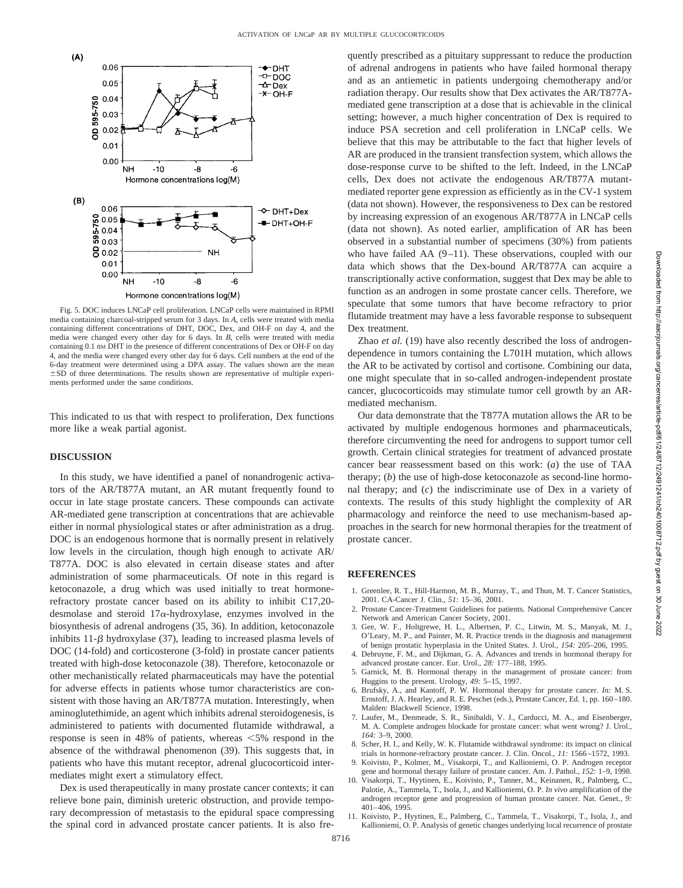Fig. 5. DOC induces LNCaP cell proliferation. LNCaP cells were maintained in RPMI media containing charcoal-stripped serum for 3 days. In *A*, cells were treated with media containing different concentrations of DHT, DOC, Dex, and OH-F on day 4, and the media were changed every other day for 6 days. In *B*, cells were treated with media containing 0.1 nM DHT in the presence of different concentrations of Dex or OH-F on day 4, and the media were changed every other day for 6 days. Cell numbers at the end of the 6-day treatment were determined using a DPA assay. The values shown are the mean ±SD of three determinations. The results shown are representative of multiple experiments performed under the same conditions.

This indicated to us that with respect to proliferation, Dex functions more like a weak partial agonist.

## DISCUSSION

In this study, we have identified a panel of nonandrogenic activators of the AR/T877A mutant, an AR mutant frequently found to occur in late stage prostate cancers. These compounds can activate AR-mediated gene transcription at concentrations that are achievable either in normal physiological states or after administration as a drug. DOC is an endogenous hormone that is normally present in relatively low levels in the circulation, though high enough to activate AR/T877A. DOC is also elevated in certain disease states and after administration of some pharmaceuticals. Of note in this regard is ketoconazole, a drug which was used initially to treat hormone-refractory prostate cancer based on its ability to inhibit C17,20-desmolase and steroid 17$\alpha$-hydroxylase, enzymes involved in the biosynthesis of adrenal androgens (35, 36). In addition, ketoconazole inhibits 11-$\beta$ hydroxylase (37), leading to increased plasma levels of DOC (14-fold) and corticosterone (3-fold) in prostate cancer patients treated with high-dose ketoconazole (38). Therefore, ketoconazole or other mechanistically related pharmaceuticals may have the potential for adverse effects in patients whose tumor characteristics are consistent with those having an AR/T877A mutation. Interestingly, when aminoglutethimide, an agent which inhibits adrenal steroidogenesis, is administered to patients with documented flutamide withdrawal, a response is seen in 48% of patients, whereas <5% respond in the absence of the withdrawal phenomenon (39). This suggests that, in patients who have this mutant receptor, adrenal glucocorticoid intermediates might exert a stimulatory effect.

Dex is used therapeutically in many prostate cancer contexts; it can relieve bone pain, diminish ureteric obstruction, and provide temporary decompression of metastasis to the epidural space compressing the spinal cord in advanced prostate cancer patients. It is also frequently prescribed as a pituitary suppressant to reduce the production of adrenal androgens in patients who have failed hormonal therapy and as an antiemetic in patients undergoing chemotherapy and/or radiation therapy. Our results show that Dex activates the AR/T877A-mediated gene transcription at a dose that is achievable in the clinical setting; however, a much higher concentration of Dex is required to induce PSA secretion and cell proliferation in LNCaP cells. We believe that this may be attributable to the fact that higher levels of AR are produced in the transient transfection system, which allows the dose-response curve to be shifted to the left. Indeed, in the LNCaP cells, Dex does not activate the endogenous AR/T877A mutant-mediated reporter gene expression as efficiently as in the CV-1 system (data not shown). However, the responsiveness to Dex can be restored by increasing expression of an exogenous AR/T877A in LNCaP cells (data not shown). As noted earlier, amplification of AR has been observed in a substantial number of specimens (30%) from patients who have failed AA (9–11). These observations, coupled with our data which shows that the Dex-bound AR/T877A can acquire a transcriptionally active conformation, suggest that Dex may be able to function as an androgen in some prostate cancer cells. Therefore, we speculate that some tumors that have become refractory to prior flutamide treatment may have a less favorable response to subsequent Dex treatment.

Zhao *et al.* (19) have also recently described the loss of androgen-dependence in tumors containing the L701H mutation, which allows the AR to be activated by cortisol and cortisone. Combining our data, one might speculate that in so-called androgen-independent prostate cancer, glucocorticoids may stimulate tumor cell growth by an AR-mediated mechanism.

Our data demonstrate that the T877A mutation allows the AR to be activated by multiple endogenous hormones and pharmaceuticals, therefore circumventing the need for androgens to support tumor cell growth. Certain clinical strategies for treatment of advanced prostate cancer bear reassessment based on this work: (*a*) the use of TAA therapy; (*b*) the use of high-dose ketoconazole as second-line hormonal therapy; and (*c*) the indiscriminate use of Dex in a variety of contexts. The results of this study highlight the complexity of AR pharmacology and reinforce the need to use mechanism-based approaches in the search for new hormonal therapies for the treatment of prostate cancer.

## REFERENCES

1. Greenlee, R. T., Hill-Harmon, M. B., Murray, T., and Thun, M. T. Cancer Statistics, 2001. CA-Cancer J. Clin., *51:* 15–36, 2001.
2. Prostate Cancer-Treatment Guidelines for patients. National Comprehensive Cancer Network and American Cancer Society, 2001.
3. Gee, W. F., Holtgrewe, H. L., Albertsen, P. C., Litwin, M. S., Manyak, M. J., O'Leary, M. P., and Painter, M. R. Practice trends in the diagnosis and management of benign prostatic hyperplasia in the United States. J. Urol., *154:* 205–206, 1995.
4. Debruyne, F. M., and Dijkman, G. A. Advances and trends in hormonal therapy for advanced prostate cancer. Eur. Urol., *28:* 177–188, 1995.
5. Garnick, M. B. Hormonal therapy in the management of prostate cancer: from Huggins to the present. Urology, *49:* 5–15, 1997.
6. Brufsky, A., and Kantoff, P. W. Hormonal therapy for prostate cancer. *In:* M. S. Ernstoff, J. A. Hearley, and R. E. Peschet (eds.), Prostate Cancer, Ed. 1, pp. 160–180. Malden: Blackwell Science, 1998.
7. Laufer, M., Denmeade, S. R., Sinibaldi, V. J., Carducci, M. A., and Eisenberger, M. A. Complete androgen blockade for prostate cancer: what went wrong? J. Urol., *164:* 3–9, 2000.
8. Scher, H. I., and Kelly, W. K. Flutamide withdrawal syndrome: its impact on clinical trials in hormone-refractory prostate cancer. J. Clin. Oncol., *11:* 1566–1572, 1993.
9. Koivisto, P., Kolmer, M., Visakorpi, T., and Kallioniemi, O. P. Androgen receptor gene and hormonal therapy failure of prostate cancer. Am. J. Pathol., *152:* 1–9, 1998.
10. Visakorpi, T., Hyytinen, E., Koivisto, P., Tanner, M., Keinanen, R., Palmberg, C., Palotie, A., Tammela, T., Isola, J., and Kallioniemi, O. P. *In vivo* amplification of the androgen receptor gene and progression of human prostate cancer. Nat. Genet., *9:* 401–406, 1995.
11. Koivisto, P., Hyytinen, E., Palmberg, C., Tammela, T., Visakorpi, T., Isola, J., and Kallioniemi, O. P. Analysis of genetic changes underlying local recurrence of prostate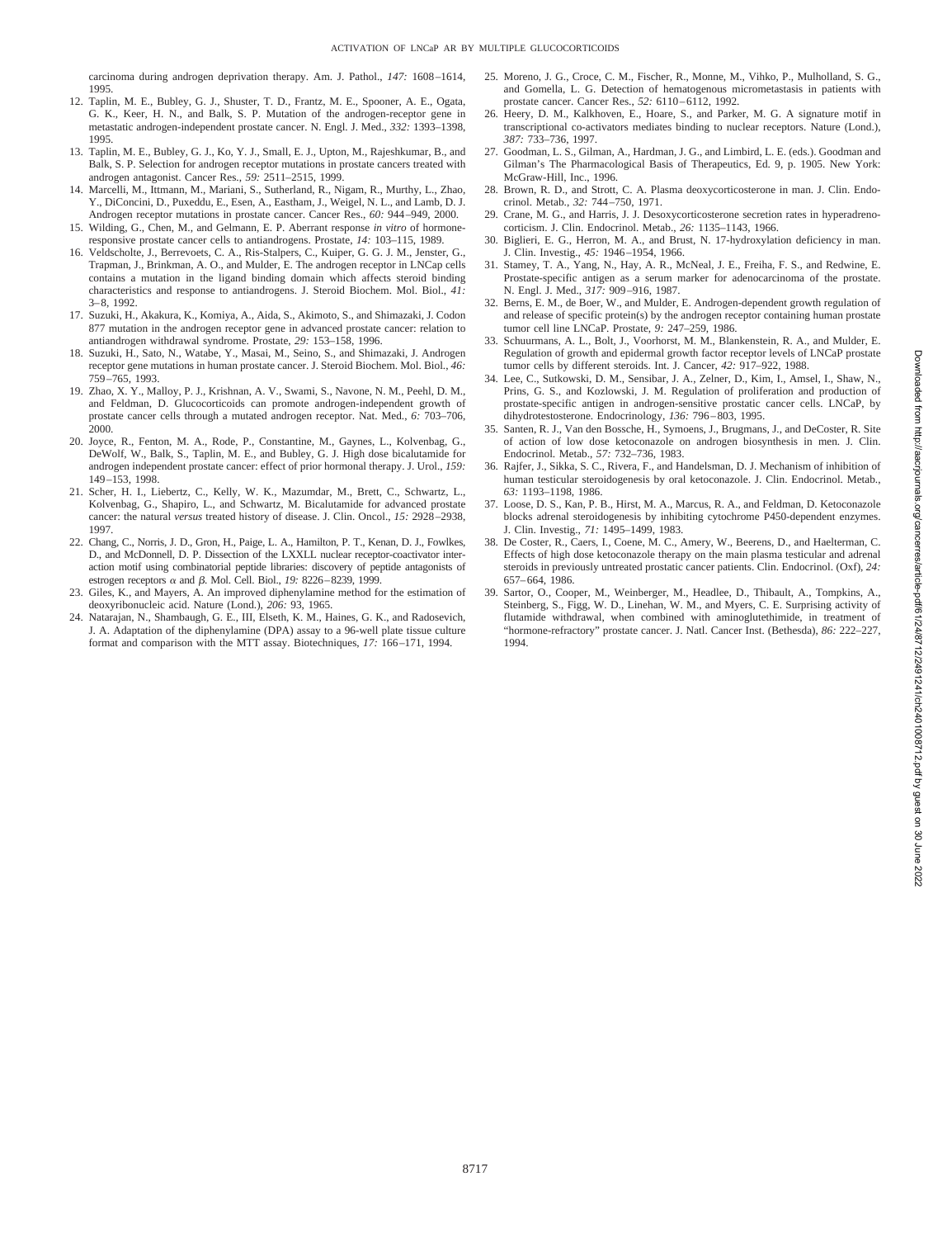carcinoma during androgen deprivation therapy. Am. J. Pathol., *147:* 1608–1614, 1995.

12. Taplin, M. E., Bubley, G. J., Shuster, T. D., Frantz, M. E., Spooner, A. E., Ogata, G. K., Keer, H. N., and Balk, S. P. Mutation of the androgen-receptor gene in metastatic androgen-independent prostate cancer. N. Engl. J. Med., *332:* 1393–1398, 1995.
13. Taplin, M. E., Bubley, G. J., Ko, Y. J., Small, E. J., Upton, M., Rajeshkumar, B., and Balk, S. P. Selection for androgen receptor mutations in prostate cancers treated with androgen antagonist. Cancer Res., *59:* 2511–2515, 1999.
14. Marcelli, M., Ittmann, M., Mariani, S., Sutherland, R., Nigam, R., Murthy, L., Zhao, Y., DiConcini, D., Puxeddu, E., Esen, A., Eastham, J., Weigel, N. L., and Lamb, D. J. Androgen receptor mutations in prostate cancer. Cancer Res., *60:* 944–949, 2000.
15. Wilding, G., Chen, M., and Gelmann, E. P. Aberrant response *in vitro* of hormone-responsive prostate cancer cells to antiandrogens. Prostate, *14:* 103–115, 1989.
16. Veldscholte, J., Berrevoets, C. A., Ris-Stalpers, C., Kuiper, G. G. J. M., Jenster, G., Trapman, J., Brinkman, A. O., and Mulder, E. The androgen receptor in LNCaP cells contains a mutation in the ligand binding domain which affects steroid binding characteristics and response to antiandrogens. J. Steroid Biochem. Mol. Biol., *41:* 3–8, 1992.
17. Suzuki, H., Akakura, K., Komiya, A., Aida, S., Akimoto, S., and Shimazaki, J. Codon 877 mutation in the androgen receptor gene in advanced prostate cancer: relation to antiandrogen withdrawal syndrome. Prostate, *29:* 153–158, 1996.
18. Suzuki, H., Sato, N., Watabe, Y., Masai, M., Seino, S., and Shimazaki, J. Androgen receptor gene mutations in human prostate cancer. J. Steroid Biochem. Mol. Biol., *46:* 759–765, 1993.
19. Zhao, X. Y., Malloy, P. J., Krishnan, A. V., Swami, S., Navone, N. M., Peehl, D. M., and Feldman, D. Glucocorticoids can promote androgen-independent growth of prostate cancer cells through a mutated androgen receptor. Nat. Med., *6:* 703–706, 2000.
20. Joyce, R., Fenton, M. A., Rode, P., Constantine, M., Gaynes, L., Kolvenbag, G., DeWolf, W., Balk, S., Taplin, M. E., and Bubley, G. J. High dose bicalutamide for androgen independent prostate cancer: effect of prior hormonal therapy. J. Urol., *159:* 149–153, 1998.
21. Scher, H. I., Liebertz, C., Kelly, W. K., Mazumdar, M., Brett, C., Schwartz, L., Kolvenbag, G., Shapiro, L., and Schwartz, M. Bicalutamide for advanced prostate cancer: the natural *versus* treated history of disease. J. Clin. Oncol., *15:* 2928–2938, 1997.
22. Chang, C., Norris, J. D., Gron, H., Paige, L. A., Hamilton, P. T., Kenan, D. J., Fowlkes, D., and McDonnell, D. P. Dissection of the LXXLL nuclear receptor-coactivator interaction motif using combinatorial peptide libraries: discovery of peptide antagonists of estrogen receptors $\alpha$ and $\beta$. Mol. Cell. Biol., *19:* 8226–8239, 1999.
23. Giles, K., and Mayers, A. An improved diphenylamine method for the estimation of deoxyribonucleic acid. Nature (Lond.), *206:* 93, 1965.
24. Natarajan, N., Shambaugh, G. E., III, Elseth, K. M., Haines, G. K., and Radosevich, J. A. Adaptation of the diphenylamine (DPA) assay to a 96-well plate tissue culture format and comparison with the MTT assay. Biotechniques, *17:* 166–171, 1994.
25. Moreno, J. G., Croce, C. M., Fischer, R., Monne, M., Vihko, P., Mulholland, S. G., and Gomella, L. G. Detection of hematogenous micrometastasis in patients with prostate cancer. Cancer Res., *52:* 6110–6112, 1992.
26. Heery, D. M., Kalkhoven, E., Hoare, S., and Parker, M. G. A signature motif in transcriptional co-activators mediates binding to nuclear receptors. Nature (Lond.), *387:* 733–736, 1997.
27. Goodman, L. S., Gilman, A., Hardman, J. G., and Limbird, L. E. (eds.). Goodman and Gilman's The Pharmacological Basis of Therapeutics, Ed. 9, p. 1905. New York: McGraw-Hill, Inc., 1996.
28. Brown, R. D., and Strott, C. A. Plasma deoxycorticosterone in man. J. Clin. Endocrinol. Metab., *32:* 744–750, 1971.
29. Crane, M. G., and Harris, J. J. Desoxycorticosterone secretion rates in hyperadrenocorticism. J. Clin. Endocrinol. Metab., *26:* 1135–1143, 1966.
30. Biglieri, E. G., Herron, M. A., and Brust, N. 17-hydroxylation deficiency in man. J. Clin. Investig., *45:* 1946–1954, 1966.
31. Stamey, T. A., Yang, N., Hay, A. R., McNeal, J. E., Freiha, F. S., and Redwine, E. Prostate-specific antigen as a serum marker for adenocarcinoma of the prostate. N. Engl. J. Med., *317:* 909–916, 1987.
32. Berns, E. M., de Boer, W., and Mulder, E. Androgen-dependent growth regulation of and release of specific protein(s) by the androgen receptor containing human prostate tumor cell line LNCaP. Prostate, *9:* 247–259, 1986.
33. Schuurmans, A. L., Bolt, J., Voorhorst, M. M., Blankenstein, R. A., and Mulder, E. Regulation of growth and epidermal growth factor receptor levels of LNCaP prostate tumor cells by different steroids. Int. J. Cancer, *42:* 917–922, 1988.
34. Lee, C., Sutkowski, D. M., Sensibar, J. A., Zelner, D., Kim, I., Amsel, I., Shaw, N., Prins, G. S., and Kozlowski, J. M. Regulation of proliferation and production of prostate-specific antigen in androgen-sensitive prostatic cancer cells. LNCaP, by dihydrotestosterone. Endocrinology, *136:* 796–803, 1995.
35. Santen, R. J., Van den Bossche, H., Symoens, J., Brugmans, J., and DeCoster, R. Site of action of low dose ketoconazole on androgen biosynthesis in men. J. Clin. Endocrinol. Metab., *57:* 732–736, 1983.
36. Rajfer, J., Sikka, S. C., Rivera, F., and Handelsman, D. J. Mechanism of inhibition of human testicular steroidogenesis by oral ketoconazole. J. Clin. Endocrinol. Metab., *63:* 1193–1198, 1986.
37. Loose, D. S., Kan, P. B., Hirst, M. A., Marcus, R. A., and Feldman, D. Ketoconazole blocks adrenal steroidogenesis by inhibiting cytochrome P450-dependent enzymes. J. Clin. Investig., *71:* 1495–1499, 1983.
38. De Coster, R., Caers, I., Coene, M. C., Amery, W., Beerens, D., and Haelterman, C. Effects of high dose ketoconazole therapy on the main plasma testicular and adrenal steroids in previously untreated prostatic cancer patients. Clin. Endocrinol. (Oxf), *24:* 657–664, 1986.
39. Sartor, O., Cooper, M., Weinberger, M., Headlee, D., Thibault, A., Tompkins, A., Steinberg, S., Figg, W. D., Linehan, W. M., and Myers, C. E. Surprising activity of flutamide withdrawal, when combined with aminoglutethimide, in treatment of "hormone-refractory" prostate cancer. J. Natl. Cancer Inst. (Bethesda), *86:* 222–227, 1994.